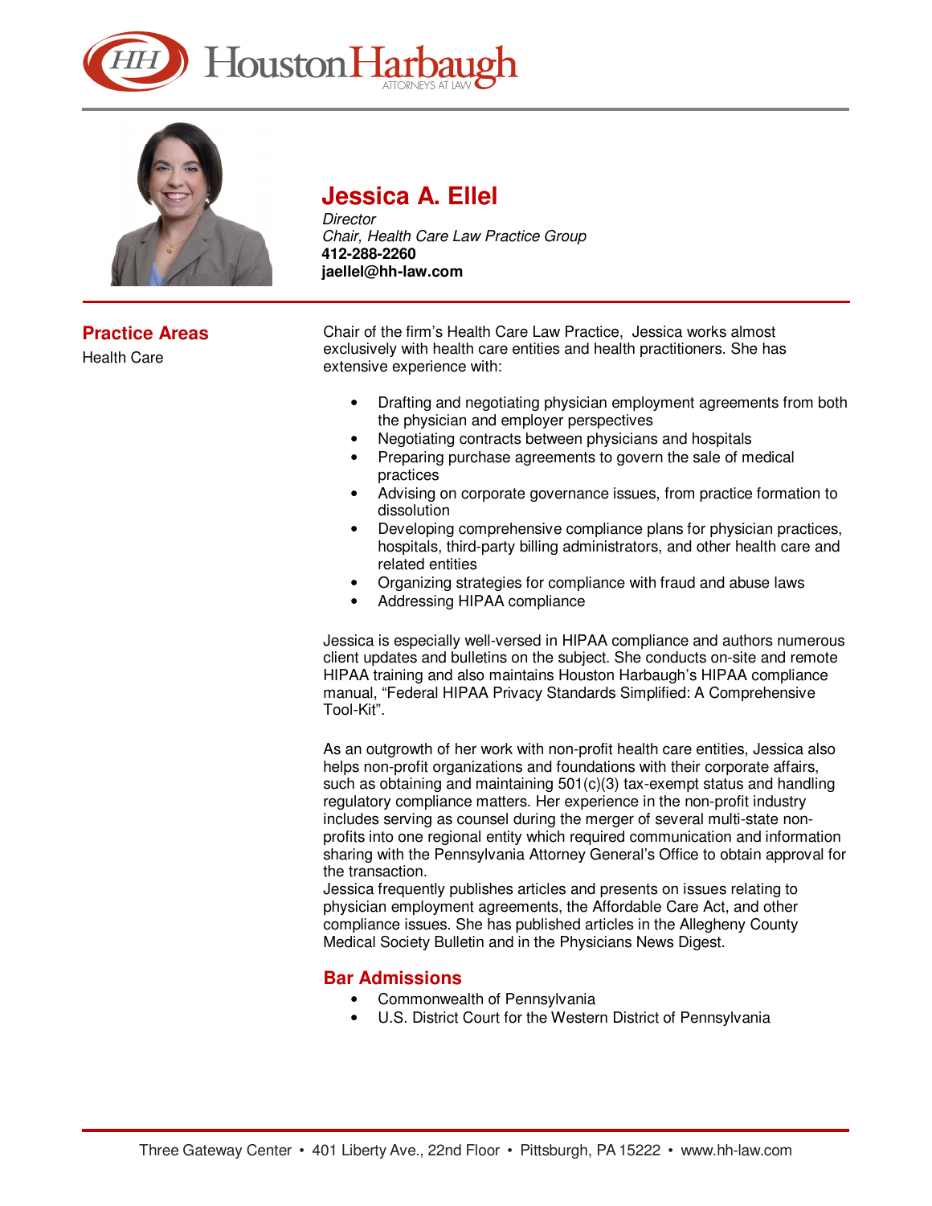# Jessica A. Ellel

*Director*
*Chair, Health Care Law Practice Group*
**412-288-2260**
**jaellel@hh-law.com**

## Practice Areas

Health Care

Chair of the firm's Health Care Law Practice, Jessica works almost exclusively with health care entities and health practitioners. She has extensive experience with:

- Drafting and negotiating physician employment agreements from both the physician and employer perspectives
- Negotiating contracts between physicians and hospitals
- Preparing purchase agreements to govern the sale of medical practices
- Advising on corporate governance issues, from practice formation to dissolution
- Developing comprehensive compliance plans for physician practices, hospitals, third-party billing administrators, and other health care and related entities
- Organizing strategies for compliance with fraud and abuse laws
- Addressing HIPAA compliance

Jessica is especially well-versed in HIPAA compliance and authors numerous client updates and bulletins on the subject. She conducts on-site and remote HIPAA training and also maintains Houston Harbaugh's HIPAA compliance manual, "Federal HIPAA Privacy Standards Simplified: A Comprehensive Tool-Kit".

As an outgrowth of her work with non-profit health care entities, Jessica also helps non-profit organizations and foundations with their corporate affairs, such as obtaining and maintaining 501(c)(3) tax-exempt status and handling regulatory compliance matters. Her experience in the non-profit industry includes serving as counsel during the merger of several multi-state non-profits into one regional entity which required communication and information sharing with the Pennsylvania Attorney General's Office to obtain approval for the transaction.

Jessica frequently publishes articles and presents on issues relating to physician employment agreements, the Affordable Care Act, and other compliance issues. She has published articles in the Allegheny County Medical Society Bulletin and in the Physicians News Digest.

## Bar Admissions

- Commonwealth of Pennsylvania
- U.S. District Court for the Western District of Pennsylvania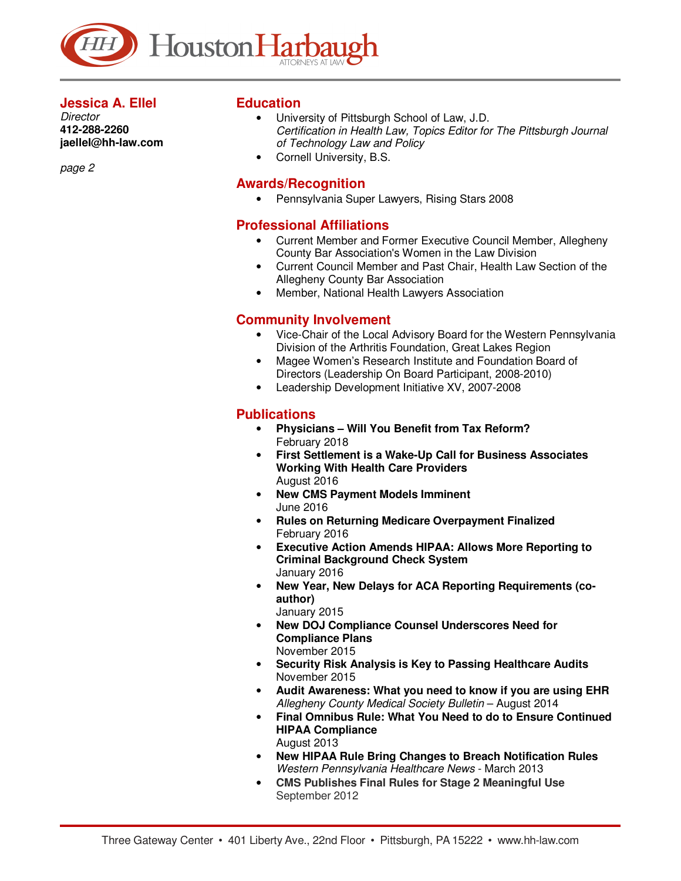**Jessica A. Ellel**
*Director*
**412-288-2260**
**jaellel@hh-law.com**

## Education

- University of Pittsburgh School of Law, J.D.
  *Certification in Health Law, Topics Editor for The Pittsburgh Journal of Technology Law and Policy*
- Cornell University, B.S.

## Awards/Recognition

- Pennsylvania Super Lawyers, Rising Stars 2008

## Professional Affiliations

- Current Member and Former Executive Council Member, Allegheny County Bar Association's Women in the Law Division
- Current Council Member and Past Chair, Health Law Section of the Allegheny County Bar Association
- Member, National Health Lawyers Association

## Community Involvement

- Vice-Chair of the Local Advisory Board for the Western Pennsylvania Division of the Arthritis Foundation, Great Lakes Region
- Magee Women's Research Institute and Foundation Board of Directors (Leadership On Board Participant, 2008-2010)
- Leadership Development Initiative XV, 2007-2008

## Publications

- **Physicians – Will You Benefit from Tax Reform?**
  February 2018
- **First Settlement is a Wake-Up Call for Business Associates Working With Health Care Providers**
  August 2016
- **New CMS Payment Models Imminent**
  June 2016
- **Rules on Returning Medicare Overpayment Finalized**
  February 2016
- **Executive Action Amends HIPAA: Allows More Reporting to Criminal Background Check System**
  January 2016
- **New Year, New Delays for ACA Reporting Requirements (co-author)**
  January 2015
- **New DOJ Compliance Counsel Underscores Need for Compliance Plans**
  November 2015
- **Security Risk Analysis is Key to Passing Healthcare Audits**
  November 2015
- **Audit Awareness: What you need to know if you are using EHR**
  *Allegheny County Medical Society Bulletin* – August 2014
- **Final Omnibus Rule: What You Need to do to Ensure Continued HIPAA Compliance**
  August 2013
- **New HIPAA Rule Bring Changes to Breach Notification Rules**
  *Western Pennsylvania Healthcare News* - March 2013
- **CMS Publishes Final Rules for Stage 2 Meaningful Use**
  September 2012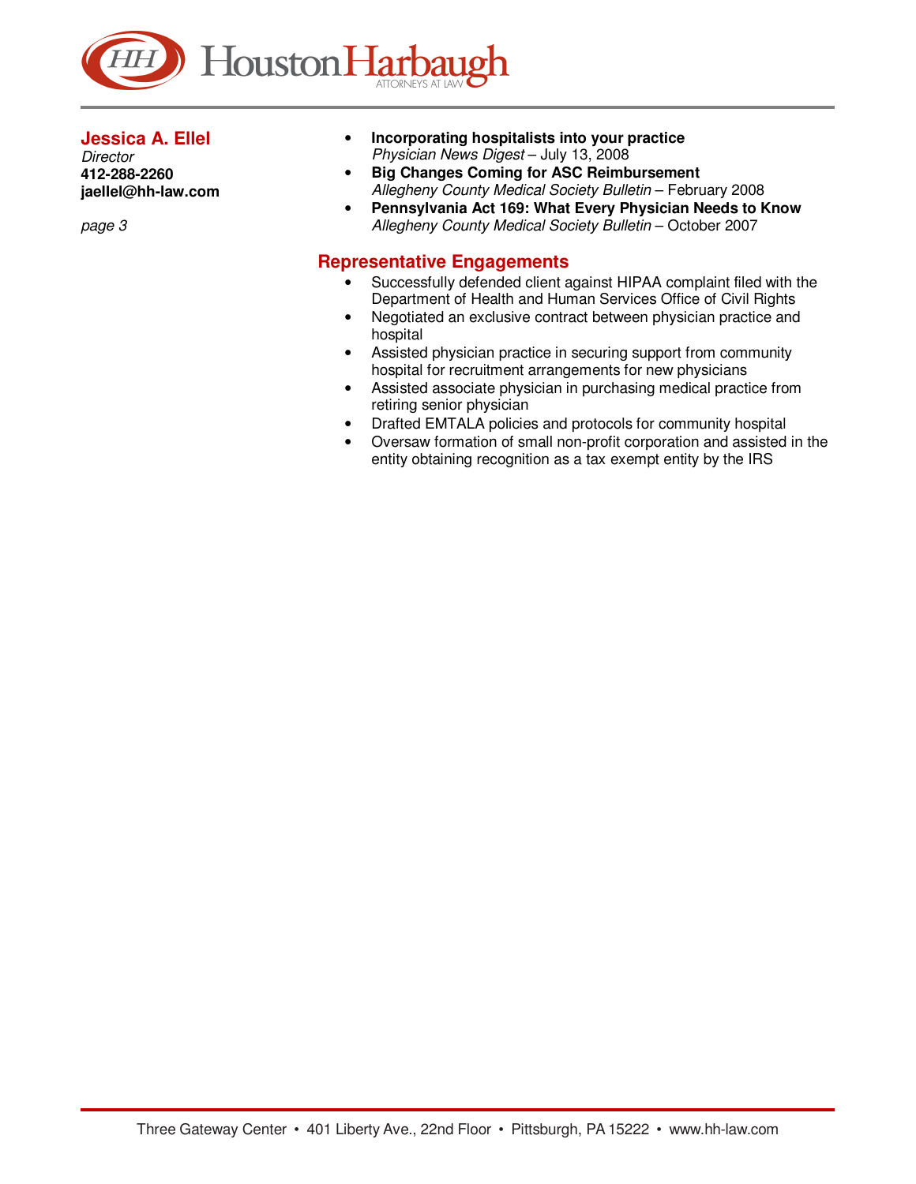**Jessica A. Ellel**
*Director*
**412-288-2260**
**jaellel@hh-law.com**

- **Incorporating hospitalists into your practice**
  *Physician News Digest* – July 13, 2008
- **Big Changes Coming for ASC Reimbursement**
  *Allegheny County Medical Society Bulletin* – February 2008
- **Pennsylvania Act 169: What Every Physician Needs to Know**
  *Allegheny County Medical Society Bulletin* – October 2007

## Representative Engagements

- Successfully defended client against HIPAA complaint filed with the Department of Health and Human Services Office of Civil Rights
- Negotiated an exclusive contract between physician practice and hospital
- Assisted physician practice in securing support from community hospital for recruitment arrangements for new physicians
- Assisted associate physician in purchasing medical practice from retiring senior physician
- Drafted EMTALA policies and protocols for community hospital
- Oversaw formation of small non-profit corporation and assisted in the entity obtaining recognition as a tax exempt entity by the IRS